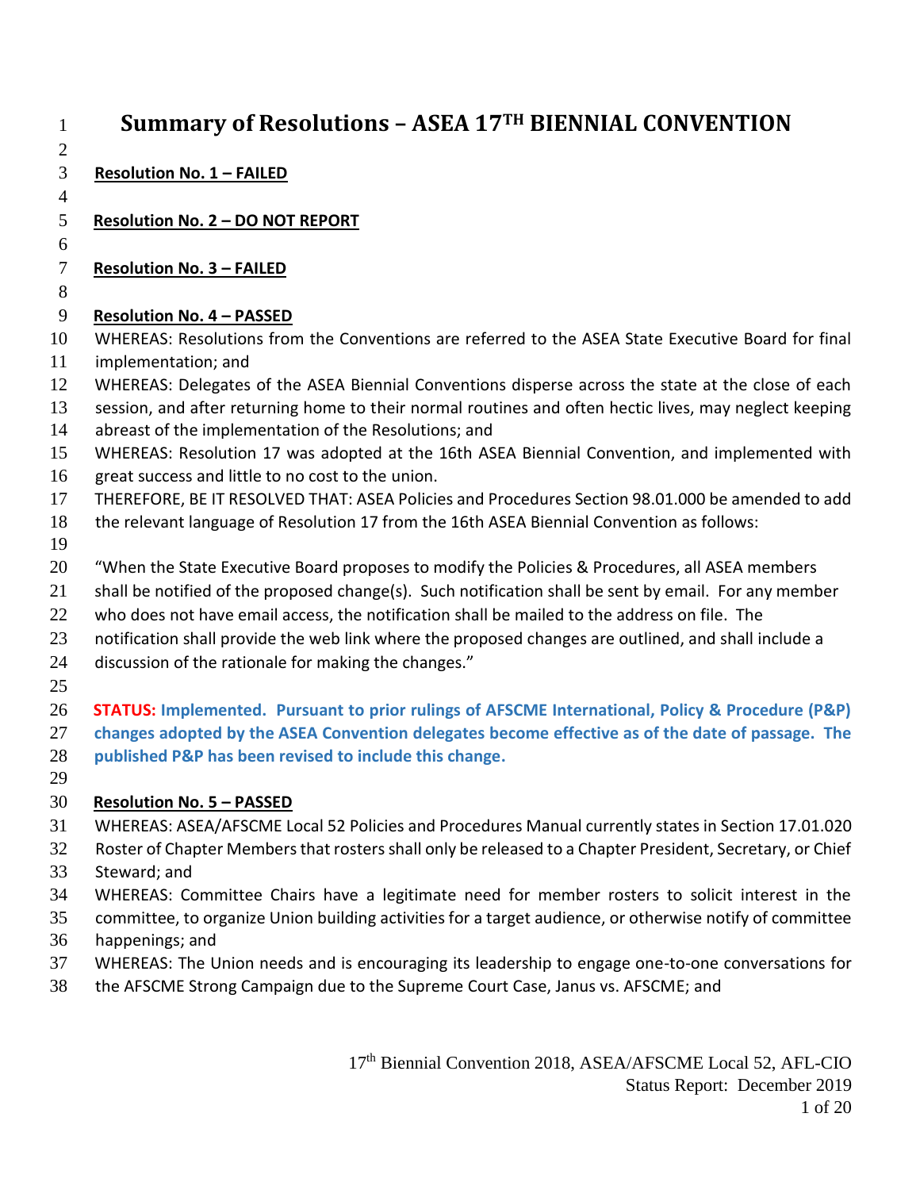# Summary of Resolutions – ASEA 17TH BIENNIAL CONVENTION

**Resolution No. 1 – FAILED**

**Resolution No. 2 – DO NOT REPORT**

**Resolution No. 3 – FAILED**

**Resolution No. 4 – PASSED**

WHEREAS: Resolutions from the Conventions are referred to the ASEA State Executive Board for final implementation; and

WHEREAS: Delegates of the ASEA Biennial Conventions disperse across the state at the close of each session, and after returning home to their normal routines and often hectic lives, may neglect keeping abreast of the implementation of the Resolutions; and

WHEREAS: Resolution 17 was adopted at the 16th ASEA Biennial Convention, and implemented with great success and little to no cost to the union.

THEREFORE, BE IT RESOLVED THAT: ASEA Policies and Procedures Section 98.01.000 be amended to add the relevant language of Resolution 17 from the 16th ASEA Biennial Convention as follows:

"When the State Executive Board proposes to modify the Policies & Procedures, all ASEA members shall be notified of the proposed change(s). Such notification shall be sent by email. For any member who does not have email access, the notification shall be mailed to the address on file. The notification shall provide the web link where the proposed changes are outlined, and shall include a discussion of the rationale for making the changes."

**STATUS: Implemented. Pursuant to prior rulings of AFSCME International, Policy & Procedure (P&P) changes adopted by the ASEA Convention delegates become effective as of the date of passage. The published P&P has been revised to include this change.**

**Resolution No. 5 – PASSED**

WHEREAS: ASEA/AFSCME Local 52 Policies and Procedures Manual currently states in Section 17.01.020 Roster of Chapter Members that rosters shall only be released to a Chapter President, Secretary, or Chief Steward; and

WHEREAS: Committee Chairs have a legitimate need for member rosters to solicit interest in the committee, to organize Union building activities for a target audience, or otherwise notify of committee happenings; and

WHEREAS: The Union needs and is encouraging its leadership to engage one-to-one conversations for the AFSCME Strong Campaign due to the Supreme Court Case, Janus vs. AFSCME; and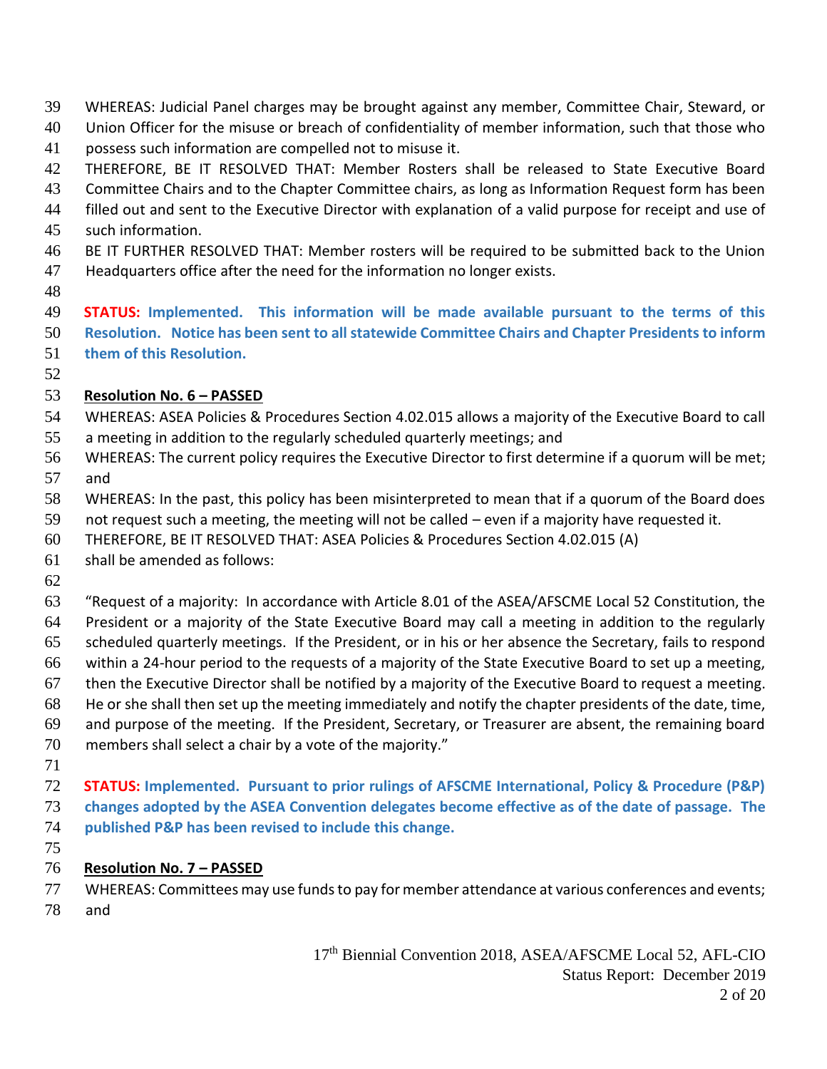WHEREAS: Judicial Panel charges may be brought against any member, Committee Chair, Steward, or Union Officer for the misuse or breach of confidentiality of member information, such that those who possess such information are compelled not to misuse it.

THEREFORE, BE IT RESOLVED THAT: Member Rosters shall be released to State Executive Board Committee Chairs and to the Chapter Committee chairs, as long as Information Request form has been filled out and sent to the Executive Director with explanation of a valid purpose for receipt and use of such information.

BE IT FURTHER RESOLVED THAT: Member rosters will be required to be submitted back to the Union Headquarters office after the need for the information no longer exists.

**STATUS: Implemented. This information will be made available pursuant to the terms of this Resolution. Notice has been sent to all statewide Committee Chairs and Chapter Presidents to inform them of this Resolution.**

**Resolution No. 6 – PASSED**

WHEREAS: ASEA Policies & Procedures Section 4.02.015 allows a majority of the Executive Board to call a meeting in addition to the regularly scheduled quarterly meetings; and

WHEREAS: The current policy requires the Executive Director to first determine if a quorum will be met; and

WHEREAS: In the past, this policy has been misinterpreted to mean that if a quorum of the Board does not request such a meeting, the meeting will not be called – even if a majority have requested it.

THEREFORE, BE IT RESOLVED THAT: ASEA Policies & Procedures Section 4.02.015 (A) shall be amended as follows:

"Request of a majority: In accordance with Article 8.01 of the ASEA/AFSCME Local 52 Constitution, the President or a majority of the State Executive Board may call a meeting in addition to the regularly scheduled quarterly meetings. If the President, or in his or her absence the Secretary, fails to respond within a 24-hour period to the requests of a majority of the State Executive Board to set up a meeting, then the Executive Director shall be notified by a majority of the Executive Board to request a meeting. He or she shall then set up the meeting immediately and notify the chapter presidents of the date, time, and purpose of the meeting. If the President, Secretary, or Treasurer are absent, the remaining board members shall select a chair by a vote of the majority."

**STATUS: Implemented. Pursuant to prior rulings of AFSCME International, Policy & Procedure (P&P) changes adopted by the ASEA Convention delegates become effective as of the date of passage. The published P&P has been revised to include this change.**

**Resolution No. 7 – PASSED**

WHEREAS: Committees may use funds to pay for member attendance at various conferences and events; and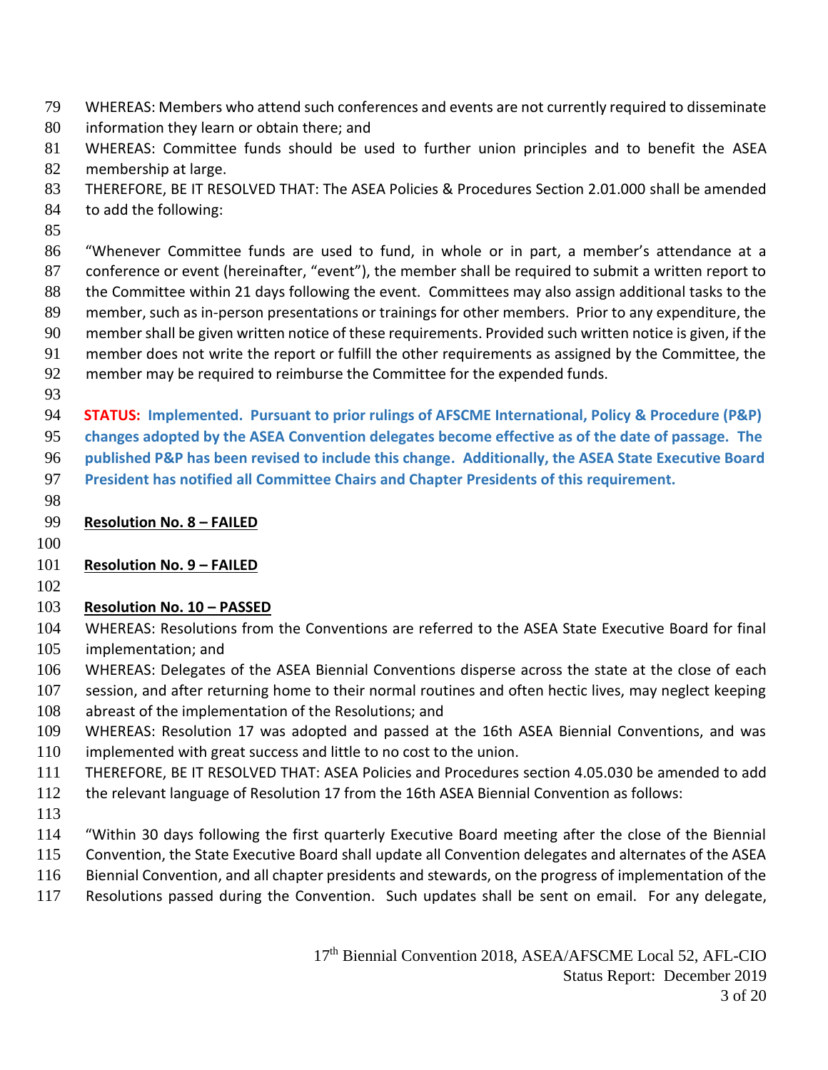WHEREAS: Members who attend such conferences and events are not currently required to disseminate information they learn or obtain there; and

WHEREAS: Committee funds should be used to further union principles and to benefit the ASEA membership at large.

THEREFORE, BE IT RESOLVED THAT: The ASEA Policies & Procedures Section 2.01.000 shall be amended to add the following:

"Whenever Committee funds are used to fund, in whole or in part, a member's attendance at a conference or event (hereinafter, "event"), the member shall be required to submit a written report to the Committee within 21 days following the event. Committees may also assign additional tasks to the member, such as in-person presentations or trainings for other members. Prior to any expenditure, the member shall be given written notice of these requirements. Provided such written notice is given, if the member does not write the report or fulfill the other requirements as assigned by the Committee, the member may be required to reimburse the Committee for the expended funds.

**STATUS: Implemented. Pursuant to prior rulings of AFSCME International, Policy & Procedure (P&P) changes adopted by the ASEA Convention delegates become effective as of the date of passage. The published P&P has been revised to include this change. Additionally, the ASEA State Executive Board President has notified all Committee Chairs and Chapter Presidents of this requirement.**

**Resolution No. 8 – FAILED**

**Resolution No. 9 – FAILED**

**Resolution No. 10 – PASSED**

WHEREAS: Resolutions from the Conventions are referred to the ASEA State Executive Board for final implementation; and

WHEREAS: Delegates of the ASEA Biennial Conventions disperse across the state at the close of each session, and after returning home to their normal routines and often hectic lives, may neglect keeping abreast of the implementation of the Resolutions; and

WHEREAS: Resolution 17 was adopted and passed at the 16th ASEA Biennial Conventions, and was implemented with great success and little to no cost to the union.

THEREFORE, BE IT RESOLVED THAT: ASEA Policies and Procedures section 4.05.030 be amended to add the relevant language of Resolution 17 from the 16th ASEA Biennial Convention as follows:

"Within 30 days following the first quarterly Executive Board meeting after the close of the Biennial Convention, the State Executive Board shall update all Convention delegates and alternates of the ASEA Biennial Convention, and all chapter presidents and stewards, on the progress of implementation of the Resolutions passed during the Convention. Such updates shall be sent on email. For any delegate,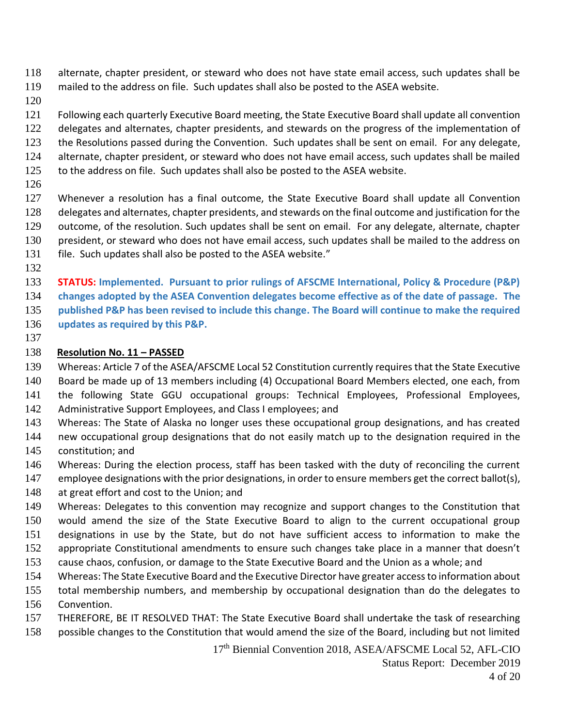alternate, chapter president, or steward who does not have state email access, such updates shall be mailed to the address on file. Such updates shall also be posted to the ASEA website.

Following each quarterly Executive Board meeting, the State Executive Board shall update all convention delegates and alternates, chapter presidents, and stewards on the progress of the implementation of the Resolutions passed during the Convention. Such updates shall be sent on email. For any delegate, alternate, chapter president, or steward who does not have email access, such updates shall be mailed to the address on file. Such updates shall also be posted to the ASEA website.

Whenever a resolution has a final outcome, the State Executive Board shall update all Convention delegates and alternates, chapter presidents, and stewards on the final outcome and justification for the outcome, of the resolution. Such updates shall be sent on email. For any delegate, alternate, chapter president, or steward who does not have email access, such updates shall be mailed to the address on file. Such updates shall also be posted to the ASEA website."

**STATUS: Implemented. Pursuant to prior rulings of AFSCME International, Policy & Procedure (P&P) changes adopted by the ASEA Convention delegates become effective as of the date of passage. The published P&P has been revised to include this change. The Board will continue to make the required updates as required by this P&P.**

**Resolution No. 11 – PASSED**

Whereas: Article 7 of the ASEA/AFSCME Local 52 Constitution currently requires that the State Executive Board be made up of 13 members including (4) Occupational Board Members elected, one each, from the following State GGU occupational groups: Technical Employees, Professional Employees, Administrative Support Employees, and Class I employees; and

Whereas: The State of Alaska no longer uses these occupational group designations, and has created new occupational group designations that do not easily match up to the designation required in the constitution; and

Whereas: During the election process, staff has been tasked with the duty of reconciling the current employee designations with the prior designations, in order to ensure members get the correct ballot(s), at great effort and cost to the Union; and

Whereas: Delegates to this convention may recognize and support changes to the Constitution that would amend the size of the State Executive Board to align to the current occupational group designations in use by the State, but do not have sufficient access to information to make the appropriate Constitutional amendments to ensure such changes take place in a manner that doesn't cause chaos, confusion, or damage to the State Executive Board and the Union as a whole; and

Whereas: The State Executive Board and the Executive Director have greater access to information about total membership numbers, and membership by occupational designation than do the delegates to Convention.

THEREFORE, BE IT RESOLVED THAT: The State Executive Board shall undertake the task of researching possible changes to the Constitution that would amend the size of the Board, including but not limited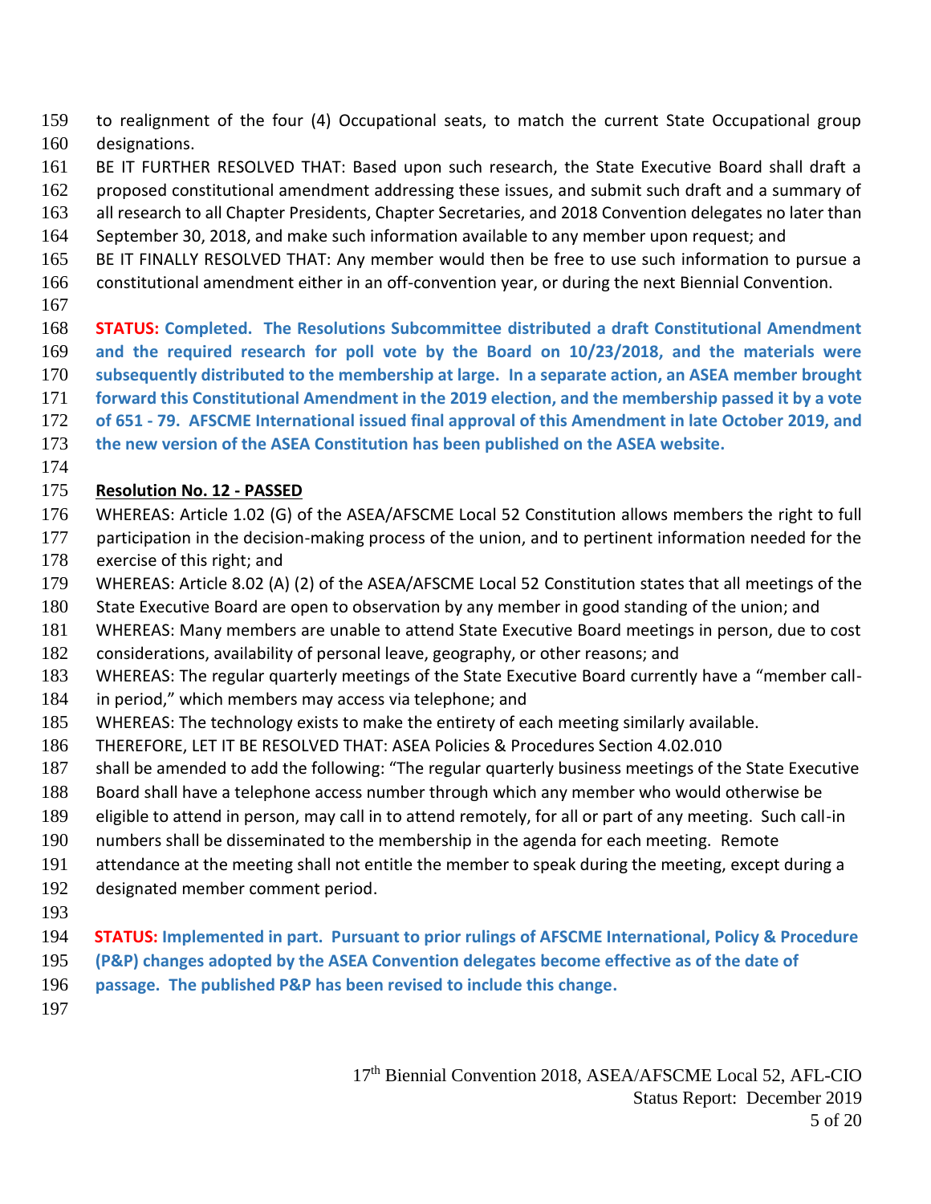to realignment of the four (4) Occupational seats, to match the current State Occupational group designations.

BE IT FURTHER RESOLVED THAT: Based upon such research, the State Executive Board shall draft a proposed constitutional amendment addressing these issues, and submit such draft and a summary of all research to all Chapter Presidents, Chapter Secretaries, and 2018 Convention delegates no later than September 30, 2018, and make such information available to any member upon request; and

BE IT FINALLY RESOLVED THAT: Any member would then be free to use such information to pursue a constitutional amendment either in an off-convention year, or during the next Biennial Convention.

**STATUS: Completed. The Resolutions Subcommittee distributed a draft Constitutional Amendment and the required research for poll vote by the Board on 10/23/2018, and the materials were subsequently distributed to the membership at large. In a separate action, an ASEA member brought forward this Constitutional Amendment in the 2019 election, and the membership passed it by a vote of 651 - 79. AFSCME International issued final approval of this Amendment in late October 2019, and the new version of the ASEA Constitution has been published on the ASEA website.**

**Resolution No. 12 - PASSED**

WHEREAS: Article 1.02 (G) of the ASEA/AFSCME Local 52 Constitution allows members the right to full participation in the decision-making process of the union, and to pertinent information needed for the exercise of this right; and

WHEREAS: Article 8.02 (A) (2) of the ASEA/AFSCME Local 52 Constitution states that all meetings of the State Executive Board are open to observation by any member in good standing of the union; and

WHEREAS: Many members are unable to attend State Executive Board meetings in person, due to cost considerations, availability of personal leave, geography, or other reasons; and

WHEREAS: The regular quarterly meetings of the State Executive Board currently have a "member call-in period," which members may access via telephone; and

WHEREAS: The technology exists to make the entirety of each meeting similarly available.

THEREFORE, LET IT BE RESOLVED THAT: ASEA Policies & Procedures Section 4.02.010 shall be amended to add the following: "The regular quarterly business meetings of the State Executive Board shall have a telephone access number through which any member who would otherwise be eligible to attend in person, may call in to attend remotely, for all or part of any meeting. Such call-in numbers shall be disseminated to the membership in the agenda for each meeting. Remote attendance at the meeting shall not entitle the member to speak during the meeting, except during a designated member comment period.

**STATUS: Implemented in part. Pursuant to prior rulings of AFSCME International, Policy & Procedure (P&P) changes adopted by the ASEA Convention delegates become effective as of the date of passage. The published P&P has been revised to include this change.**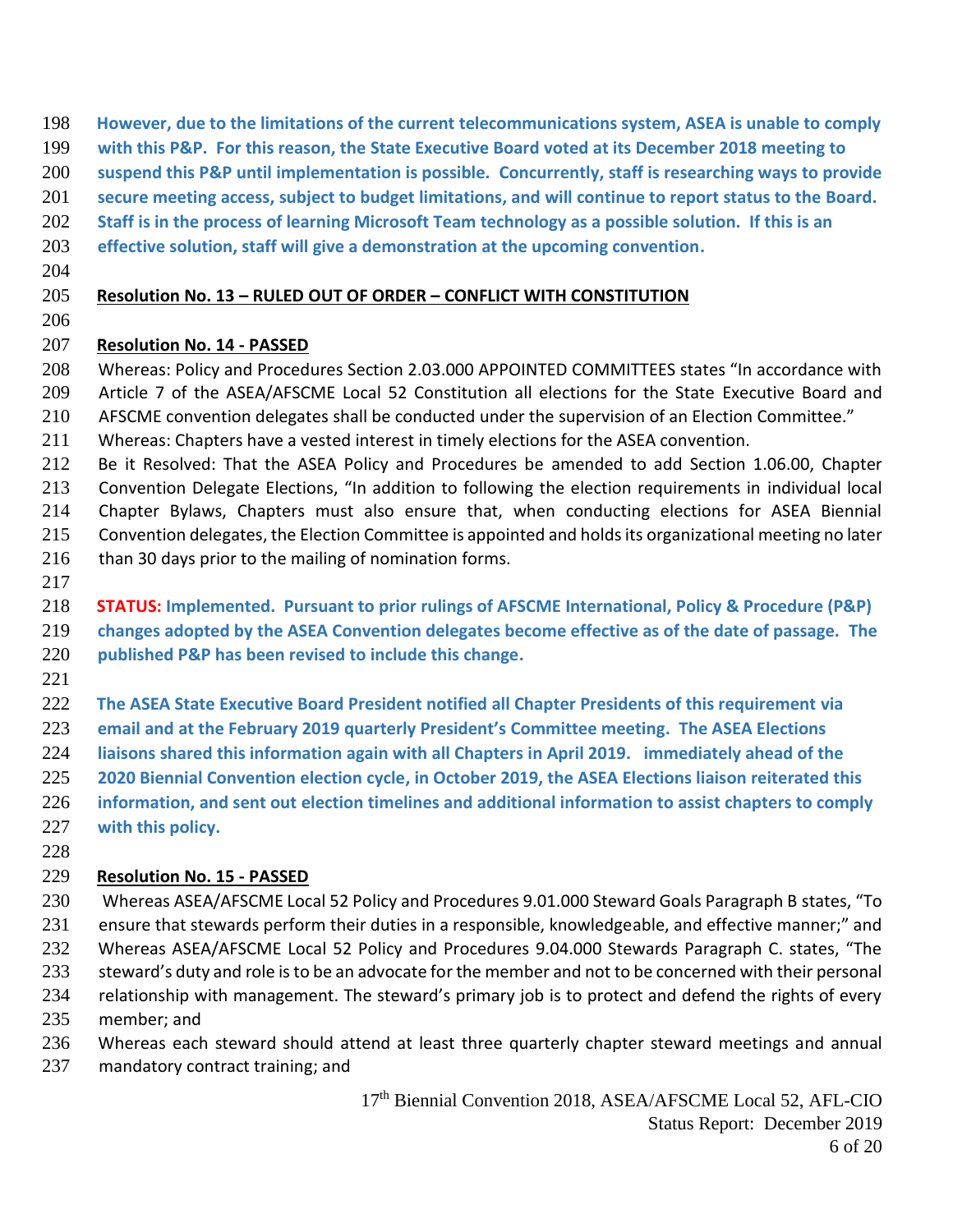**However, due to the limitations of the current telecommunications system, ASEA is unable to comply with this P&P. For this reason, the State Executive Board voted at its December 2018 meeting to suspend this P&P until implementation is possible. Concurrently, staff is researching ways to provide secure meeting access, subject to budget limitations, and will continue to report status to the Board. Staff is in the process of learning Microsoft Team technology as a possible solution. If this is an effective solution, staff will give a demonstration at the upcoming convention.**

**Resolution No. 13 – RULED OUT OF ORDER – CONFLICT WITH CONSTITUTION**

**Resolution No. 14 - PASSED**

Whereas: Policy and Procedures Section 2.03.000 APPOINTED COMMITTEES states "In accordance with Article 7 of the ASEA/AFSCME Local 52 Constitution all elections for the State Executive Board and AFSCME convention delegates shall be conducted under the supervision of an Election Committee."
Whereas: Chapters have a vested interest in timely elections for the ASEA convention.
Be it Resolved: That the ASEA Policy and Procedures be amended to add Section 1.06.00, Chapter Convention Delegate Elections, "In addition to following the election requirements in individual local Chapter Bylaws, Chapters must also ensure that, when conducting elections for ASEA Biennial Convention delegates, the Election Committee is appointed and holds its organizational meeting no later than 30 days prior to the mailing of nomination forms.

**STATUS: Implemented. Pursuant to prior rulings of AFSCME International, Policy & Procedure (P&P) changes adopted by the ASEA Convention delegates become effective as of the date of passage. The published P&P has been revised to include this change.**

**The ASEA State Executive Board President notified all Chapter Presidents of this requirement via email and at the February 2019 quarterly President's Committee meeting. The ASEA Elections liaisons shared this information again with all Chapters in April 2019. immediately ahead of the 2020 Biennial Convention election cycle, in October 2019, the ASEA Elections liaison reiterated this information, and sent out election timelines and additional information to assist chapters to comply with this policy.**

**Resolution No. 15 - PASSED**

Whereas ASEA/AFSCME Local 52 Policy and Procedures 9.01.000 Steward Goals Paragraph B states, "To ensure that stewards perform their duties in a responsible, knowledgeable, and effective manner;" and
Whereas ASEA/AFSCME Local 52 Policy and Procedures 9.04.000 Stewards Paragraph C. states, "The steward's duty and role is to be an advocate for the member and not to be concerned with their personal relationship with management. The steward's primary job is to protect and defend the rights of every member; and
Whereas each steward should attend at least three quarterly chapter steward meetings and annual mandatory contract training; and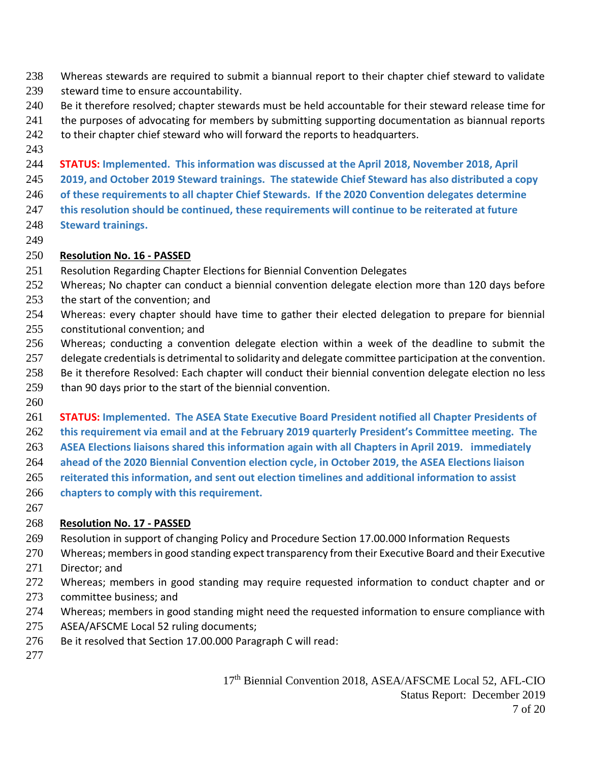Whereas stewards are required to submit a biannual report to their chapter chief steward to validate steward time to ensure accountability.

Be it therefore resolved; chapter stewards must be held accountable for their steward release time for the purposes of advocating for members by submitting supporting documentation as biannual reports to their chapter chief steward who will forward the reports to headquarters.

**STATUS: Implemented. This information was discussed at the April 2018, November 2018, April 2019, and October 2019 Steward trainings. The statewide Chief Steward has also distributed a copy of these requirements to all chapter Chief Stewards. If the 2020 Convention delegates determine this resolution should be continued, these requirements will continue to be reiterated at future Steward trainings.**

**Resolution No. 16 - PASSED**

Resolution Regarding Chapter Elections for Biennial Convention Delegates

Whereas; No chapter can conduct a biennial convention delegate election more than 120 days before the start of the convention; and

Whereas: every chapter should have time to gather their elected delegation to prepare for biennial constitutional convention; and

Whereas; conducting a convention delegate election within a week of the deadline to submit the delegate credentials is detrimental to solidarity and delegate committee participation at the convention.

Be it therefore Resolved: Each chapter will conduct their biennial convention delegate election no less than 90 days prior to the start of the biennial convention.

**STATUS: Implemented. The ASEA State Executive Board President notified all Chapter Presidents of this requirement via email and at the February 2019 quarterly President's Committee meeting. The ASEA Elections liaisons shared this information again with all Chapters in April 2019. immediately ahead of the 2020 Biennial Convention election cycle, in October 2019, the ASEA Elections liaison reiterated this information, and sent out election timelines and additional information to assist chapters to comply with this requirement.**

**Resolution No. 17 - PASSED**

Resolution in support of changing Policy and Procedure Section 17.00.000 Information Requests

Whereas; members in good standing expect transparency from their Executive Board and their Executive Director; and

Whereas; members in good standing may require requested information to conduct chapter and or committee business; and

Whereas; members in good standing might need the requested information to ensure compliance with ASEA/AFSCME Local 52 ruling documents;

Be it resolved that Section 17.00.000 Paragraph C will read: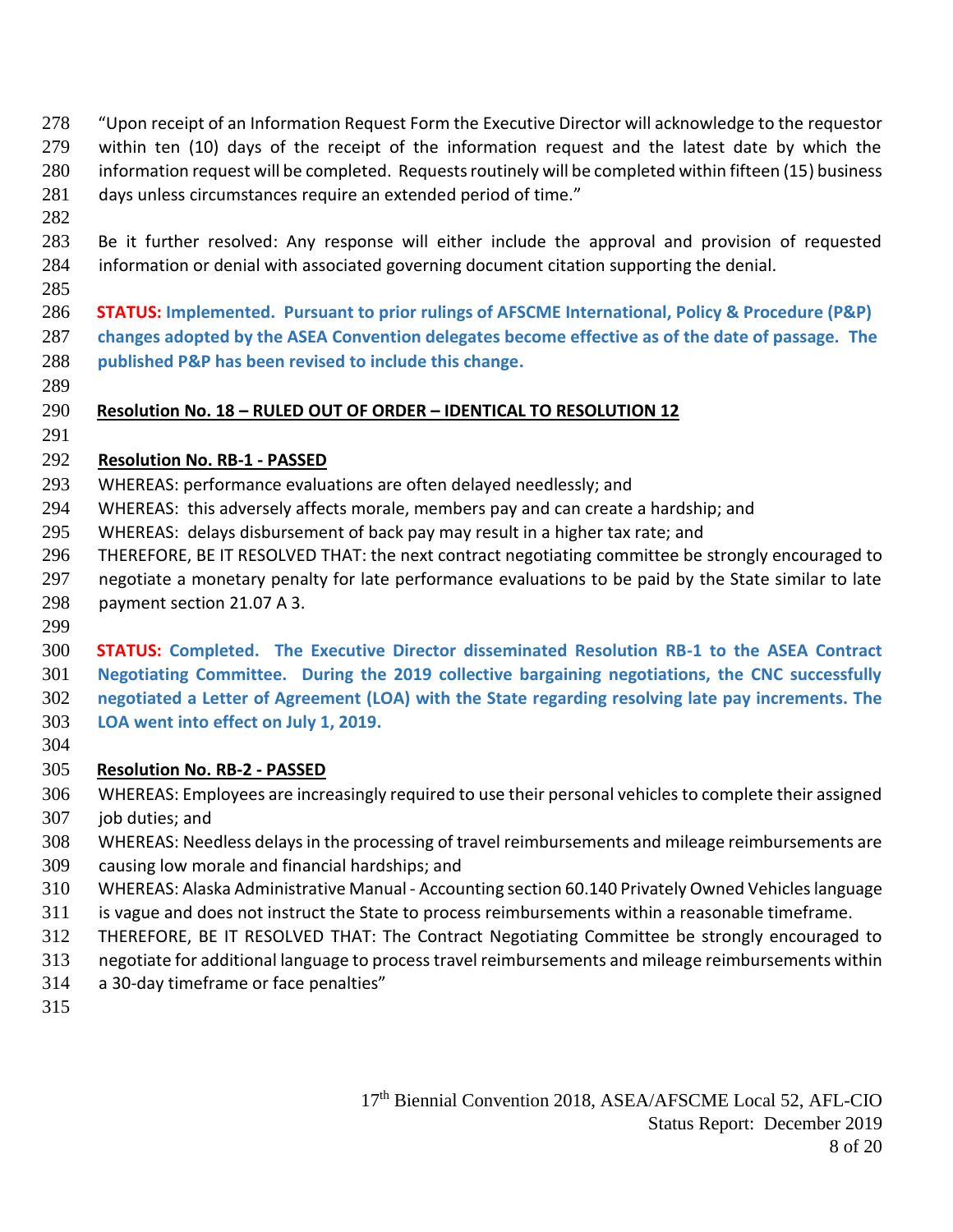"Upon receipt of an Information Request Form the Executive Director will acknowledge to the requestor within ten (10) days of the receipt of the information request and the latest date by which the information request will be completed. Requests routinely will be completed within fifteen (15) business days unless circumstances require an extended period of time."

Be it further resolved: Any response will either include the approval and provision of requested information or denial with associated governing document citation supporting the denial.

**STATUS: Implemented. Pursuant to prior rulings of AFSCME International, Policy & Procedure (P&P) changes adopted by the ASEA Convention delegates become effective as of the date of passage. The published P&P has been revised to include this change.**

**Resolution No. 18 – RULED OUT OF ORDER – IDENTICAL TO RESOLUTION 12**

**Resolution No. RB-1 - PASSED**

WHEREAS: performance evaluations are often delayed needlessly; and
WHEREAS: this adversely affects morale, members pay and can create a hardship; and
WHEREAS: delays disbursement of back pay may result in a higher tax rate; and
THEREFORE, BE IT RESOLVED THAT: the next contract negotiating committee be strongly encouraged to negotiate a monetary penalty for late performance evaluations to be paid by the State similar to late payment section 21.07 A 3.

**STATUS: Completed. The Executive Director disseminated Resolution RB-1 to the ASEA Contract Negotiating Committee. During the 2019 collective bargaining negotiations, the CNC successfully negotiated a Letter of Agreement (LOA) with the State regarding resolving late pay increments. The LOA went into effect on July 1, 2019.**

**Resolution No. RB-2 - PASSED**

WHEREAS: Employees are increasingly required to use their personal vehicles to complete their assigned job duties; and
WHEREAS: Needless delays in the processing of travel reimbursements and mileage reimbursements are causing low morale and financial hardships; and
WHEREAS: Alaska Administrative Manual - Accounting section 60.140 Privately Owned Vehicles language is vague and does not instruct the State to process reimbursements within a reasonable timeframe.
THEREFORE, BE IT RESOLVED THAT: The Contract Negotiating Committee be strongly encouraged to negotiate for additional language to process travel reimbursements and mileage reimbursements within a 30-day timeframe or face penalties"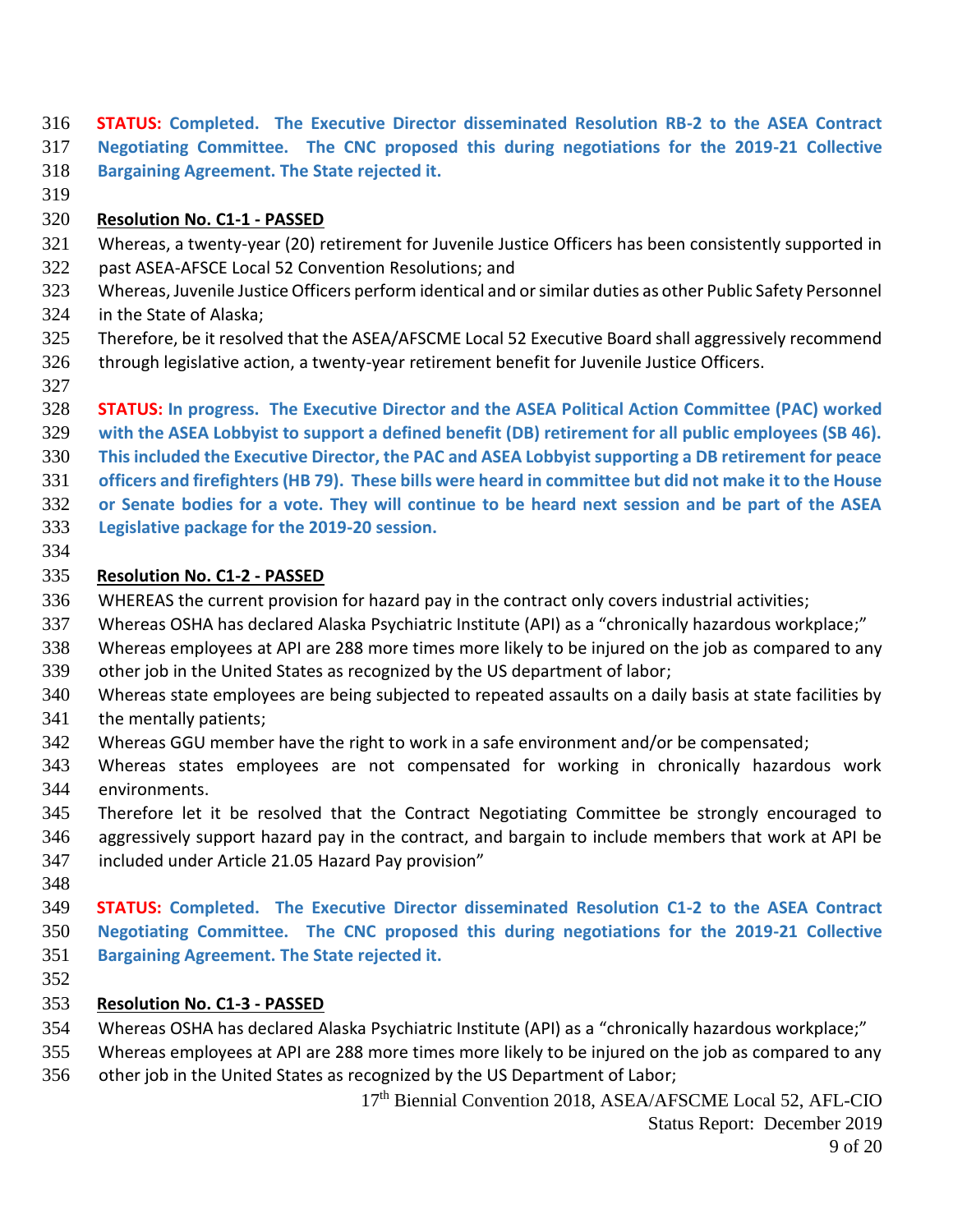**STATUS: Completed. The Executive Director disseminated Resolution RB-2 to the ASEA Contract Negotiating Committee. The CNC proposed this during negotiations for the 2019-21 Collective Bargaining Agreement. The State rejected it.**

**Resolution No. C1-1 - PASSED**

Whereas, a twenty-year (20) retirement for Juvenile Justice Officers has been consistently supported in past ASEA-AFSCE Local 52 Convention Resolutions; and

Whereas, Juvenile Justice Officers perform identical and or similar duties as other Public Safety Personnel in the State of Alaska;

Therefore, be it resolved that the ASEA/AFSCME Local 52 Executive Board shall aggressively recommend through legislative action, a twenty-year retirement benefit for Juvenile Justice Officers.

**STATUS: In progress. The Executive Director and the ASEA Political Action Committee (PAC) worked with the ASEA Lobbyist to support a defined benefit (DB) retirement for all public employees (SB 46). This included the Executive Director, the PAC and ASEA Lobbyist supporting a DB retirement for peace officers and firefighters (HB 79). These bills were heard in committee but did not make it to the House or Senate bodies for a vote. They will continue to be heard next session and be part of the ASEA Legislative package for the 2019-20 session.**

**Resolution No. C1-2 - PASSED**

WHEREAS the current provision for hazard pay in the contract only covers industrial activities;

Whereas OSHA has declared Alaska Psychiatric Institute (API) as a "chronically hazardous workplace;"

Whereas employees at API are 288 more times more likely to be injured on the job as compared to any other job in the United States as recognized by the US department of labor;

Whereas state employees are being subjected to repeated assaults on a daily basis at state facilities by the mentally patients;

Whereas GGU member have the right to work in a safe environment and/or be compensated;

Whereas states employees are not compensated for working in chronically hazardous work environments.

Therefore let it be resolved that the Contract Negotiating Committee be strongly encouraged to aggressively support hazard pay in the contract, and bargain to include members that work at API be included under Article 21.05 Hazard Pay provision"

**STATUS: Completed. The Executive Director disseminated Resolution C1-2 to the ASEA Contract Negotiating Committee. The CNC proposed this during negotiations for the 2019-21 Collective Bargaining Agreement. The State rejected it.**

**Resolution No. C1-3 - PASSED**

Whereas OSHA has declared Alaska Psychiatric Institute (API) as a "chronically hazardous workplace;"

Whereas employees at API are 288 more times more likely to be injured on the job as compared to any other job in the United States as recognized by the US Department of Labor;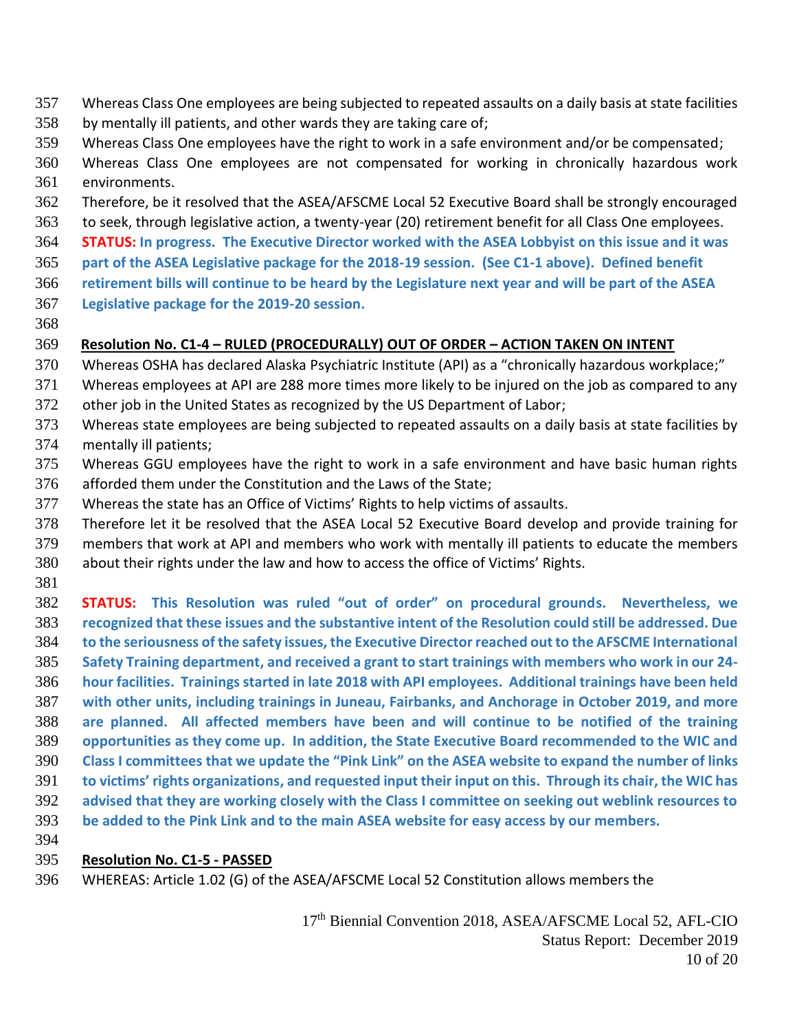Whereas Class One employees are being subjected to repeated assaults on a daily basis at state facilities by mentally ill patients, and other wards they are taking care of;

Whereas Class One employees have the right to work in a safe environment and/or be compensated;

Whereas Class One employees are not compensated for working in chronically hazardous work environments.

Therefore, be it resolved that the ASEA/AFSCME Local 52 Executive Board shall be strongly encouraged to seek, through legislative action, a twenty-year (20) retirement benefit for all Class One employees.

**STATUS: In progress. The Executive Director worked with the ASEA Lobbyist on this issue and it was part of the ASEA Legislative package for the 2018-19 session. (See C1-1 above). Defined benefit retirement bills will continue to be heard by the Legislature next year and will be part of the ASEA Legislative package for the 2019-20 session.**

**Resolution No. C1-4 – RULED (PROCEDURALLY) OUT OF ORDER – ACTION TAKEN ON INTENT**

Whereas OSHA has declared Alaska Psychiatric Institute (API) as a "chronically hazardous workplace;"

Whereas employees at API are 288 more times more likely to be injured on the job as compared to any other job in the United States as recognized by the US Department of Labor;

Whereas state employees are being subjected to repeated assaults on a daily basis at state facilities by mentally ill patients;

Whereas GGU employees have the right to work in a safe environment and have basic human rights afforded them under the Constitution and the Laws of the State;

Whereas the state has an Office of Victims' Rights to help victims of assaults.

Therefore let it be resolved that the ASEA Local 52 Executive Board develop and provide training for members that work at API and members who work with mentally ill patients to educate the members about their rights under the law and how to access the office of Victims' Rights.

**STATUS: This Resolution was ruled "out of order" on procedural grounds. Nevertheless, we recognized that these issues and the substantive intent of the Resolution could still be addressed. Due to the seriousness of the safety issues, the Executive Director reached out to the AFSCME International Safety Training department, and received a grant to start trainings with members who work in our 24-hour facilities. Trainings started in late 2018 with API employees. Additional trainings have been held with other units, including trainings in Juneau, Fairbanks, and Anchorage in October 2019, and more are planned. All affected members have been and will continue to be notified of the training opportunities as they come up. In addition, the State Executive Board recommended to the WIC and Class I committees that we update the "Pink Link" on the ASEA website to expand the number of links to victims' rights organizations, and requested input their input on this. Through its chair, the WIC has advised that they are working closely with the Class I committee on seeking out weblink resources to be added to the Pink Link and to the main ASEA website for easy access by our members.**

**Resolution No. C1-5 - PASSED**

WHEREAS: Article 1.02 (G) of the ASEA/AFSCME Local 52 Constitution allows members the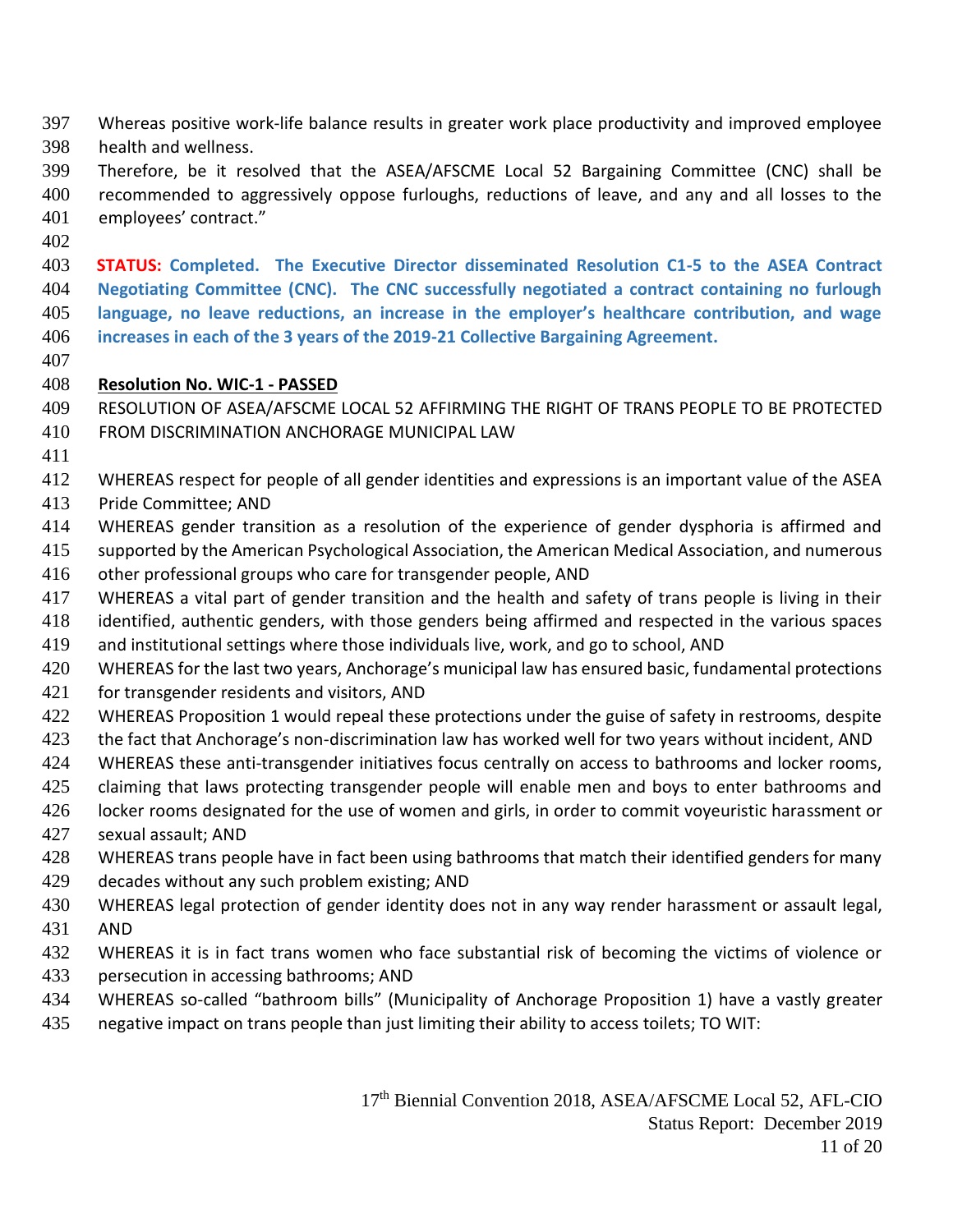Whereas positive work-life balance results in greater work place productivity and improved employee health and wellness.

Therefore, be it resolved that the ASEA/AFSCME Local 52 Bargaining Committee (CNC) shall be recommended to aggressively oppose furloughs, reductions of leave, and any and all losses to the employees' contract."

**STATUS: Completed. The Executive Director disseminated Resolution C1-5 to the ASEA Contract Negotiating Committee (CNC). The CNC successfully negotiated a contract containing no furlough language, no leave reductions, an increase in the employer's healthcare contribution, and wage increases in each of the 3 years of the 2019-21 Collective Bargaining Agreement.**

**Resolution No. WIC-1 - PASSED**

RESOLUTION OF ASEA/AFSCME LOCAL 52 AFFIRMING THE RIGHT OF TRANS PEOPLE TO BE PROTECTED FROM DISCRIMINATION ANCHORAGE MUNICIPAL LAW

WHEREAS respect for people of all gender identities and expressions is an important value of the ASEA Pride Committee; AND

WHEREAS gender transition as a resolution of the experience of gender dysphoria is affirmed and supported by the American Psychological Association, the American Medical Association, and numerous other professional groups who care for transgender people, AND

WHEREAS a vital part of gender transition and the health and safety of trans people is living in their identified, authentic genders, with those genders being affirmed and respected in the various spaces and institutional settings where those individuals live, work, and go to school, AND

WHEREAS for the last two years, Anchorage's municipal law has ensured basic, fundamental protections for transgender residents and visitors, AND

WHEREAS Proposition 1 would repeal these protections under the guise of safety in restrooms, despite the fact that Anchorage's non-discrimination law has worked well for two years without incident, AND

WHEREAS these anti-transgender initiatives focus centrally on access to bathrooms and locker rooms, claiming that laws protecting transgender people will enable men and boys to enter bathrooms and locker rooms designated for the use of women and girls, in order to commit voyeuristic harassment or sexual assault; AND

WHEREAS trans people have in fact been using bathrooms that match their identified genders for many decades without any such problem existing; AND

WHEREAS legal protection of gender identity does not in any way render harassment or assault legal, AND

WHEREAS it is in fact trans women who face substantial risk of becoming the victims of violence or persecution in accessing bathrooms; AND

WHEREAS so-called "bathroom bills" (Municipality of Anchorage Proposition 1) have a vastly greater negative impact on trans people than just limiting their ability to access toilets; TO WIT: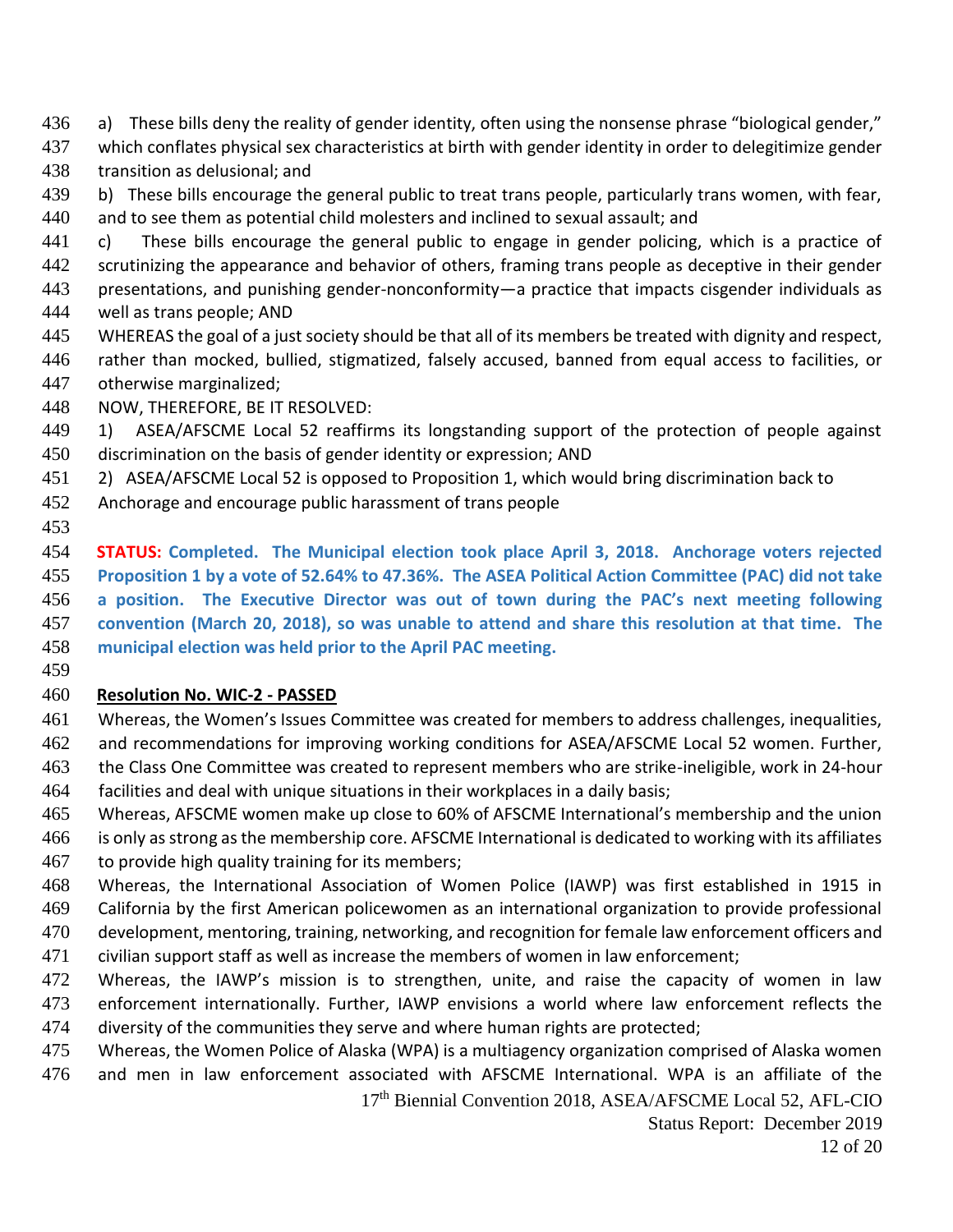a) These bills deny the reality of gender identity, often using the nonsense phrase "biological gender," which conflates physical sex characteristics at birth with gender identity in order to delegitimize gender transition as delusional; and

b) These bills encourage the general public to treat trans people, particularly trans women, with fear, and to see them as potential child molesters and inclined to sexual assault; and

c) These bills encourage the general public to engage in gender policing, which is a practice of scrutinizing the appearance and behavior of others, framing trans people as deceptive in their gender presentations, and punishing gender-nonconformity—a practice that impacts cisgender individuals as well as trans people; AND

WHEREAS the goal of a just society should be that all of its members be treated with dignity and respect, rather than mocked, bullied, stigmatized, falsely accused, banned from equal access to facilities, or otherwise marginalized;

NOW, THEREFORE, BE IT RESOLVED:

1) ASEA/AFSCME Local 52 reaffirms its longstanding support of the protection of people against discrimination on the basis of gender identity or expression; AND

2) ASEA/AFSCME Local 52 is opposed to Proposition 1, which would bring discrimination back to Anchorage and encourage public harassment of trans people

**STATUS: Completed. The Municipal election took place April 3, 2018. Anchorage voters rejected Proposition 1 by a vote of 52.64% to 47.36%. The ASEA Political Action Committee (PAC) did not take a position. The Executive Director was out of town during the PAC's next meeting following convention (March 20, 2018), so was unable to attend and share this resolution at that time. The municipal election was held prior to the April PAC meeting.**

**Resolution No. WIC-2 - PASSED**

Whereas, the Women's Issues Committee was created for members to address challenges, inequalities, and recommendations for improving working conditions for ASEA/AFSCME Local 52 women. Further, the Class One Committee was created to represent members who are strike-ineligible, work in 24-hour facilities and deal with unique situations in their workplaces in a daily basis;

Whereas, AFSCME women make up close to 60% of AFSCME International's membership and the union is only as strong as the membership core. AFSCME International is dedicated to working with its affiliates to provide high quality training for its members;

Whereas, the International Association of Women Police (IAWP) was first established in 1915 in California by the first American policewomen as an international organization to provide professional development, mentoring, training, networking, and recognition for female law enforcement officers and civilian support staff as well as increase the members of women in law enforcement;

Whereas, the IAWP's mission is to strengthen, unite, and raise the capacity of women in law enforcement internationally. Further, IAWP envisions a world where law enforcement reflects the diversity of the communities they serve and where human rights are protected;

Whereas, the Women Police of Alaska (WPA) is a multiagency organization comprised of Alaska women and men in law enforcement associated with AFSCME International. WPA is an affiliate of the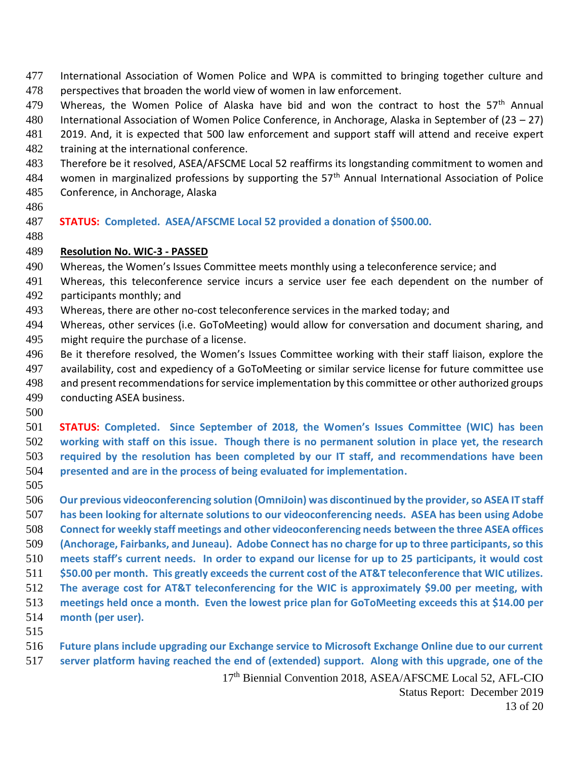International Association of Women Police and WPA is committed to bringing together culture and perspectives that broaden the world view of women in law enforcement.

Whereas, the Women Police of Alaska have bid and won the contract to host the 57th Annual International Association of Women Police Conference, in Anchorage, Alaska in September of (23 – 27) 2019. And, it is expected that 500 law enforcement and support staff will attend and receive expert training at the international conference.

Therefore be it resolved, ASEA/AFSCME Local 52 reaffirms its longstanding commitment to women and women in marginalized professions by supporting the 57th Annual International Association of Police Conference, in Anchorage, Alaska

**STATUS: Completed. ASEA/AFSCME Local 52 provided a donation of $500.00.**

**Resolution No. WIC-3 - PASSED**

Whereas, the Women's Issues Committee meets monthly using a teleconference service; and

Whereas, this teleconference service incurs a service user fee each dependent on the number of participants monthly; and

Whereas, there are other no-cost teleconference services in the marked today; and

Whereas, other services (i.e. GoToMeeting) would allow for conversation and document sharing, and might require the purchase of a license.

Be it therefore resolved, the Women's Issues Committee working with their staff liaison, explore the availability, cost and expediency of a GoToMeeting or similar service license for future committee use and present recommendations for service implementation by this committee or other authorized groups conducting ASEA business.

**STATUS: Completed. Since September of 2018, the Women's Issues Committee (WIC) has been working with staff on this issue. Though there is no permanent solution in place yet, the research required by the resolution has been completed by our IT staff, and recommendations have been presented and are in the process of being evaluated for implementation.**

**Our previous videoconferencing solution (OmniJoin) was discontinued by the provider, so ASEA IT staff has been looking for alternate solutions to our videoconferencing needs. ASEA has been using Adobe Connect for weekly staff meetings and other videoconferencing needs between the three ASEA offices (Anchorage, Fairbanks, and Juneau). Adobe Connect has no charge for up to three participants, so this meets staff's current needs. In order to expand our license for up to 25 participants, it would cost $50.00 per month. This greatly exceeds the current cost of the AT&T teleconference that WIC utilizes. The average cost for AT&T teleconferencing for the WIC is approximately $9.00 per meeting, with meetings held once a month. Even the lowest price plan for GoToMeeting exceeds this at $14.00 per month (per user).**

**Future plans include upgrading our Exchange service to Microsoft Exchange Online due to our current server platform having reached the end of (extended) support. Along with this upgrade, one of the**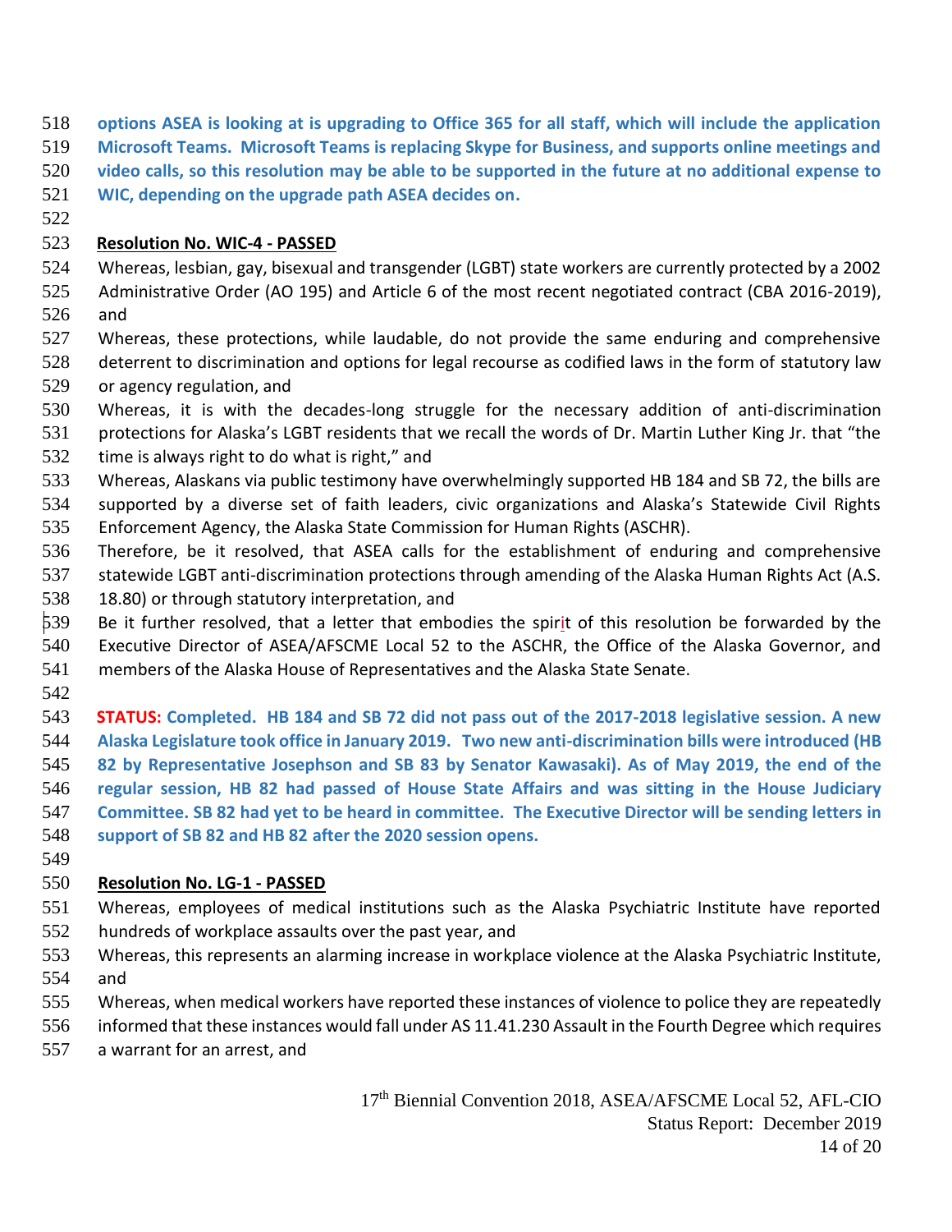**options ASEA is looking at is upgrading to Office 365 for all staff, which will include the application Microsoft Teams. Microsoft Teams is replacing Skype for Business, and supports online meetings and video calls, so this resolution may be able to be supported in the future at no additional expense to WIC, depending on the upgrade path ASEA decides on.**

**Resolution No. WIC-4 - PASSED**

Whereas, lesbian, gay, bisexual and transgender (LGBT) state workers are currently protected by a 2002 Administrative Order (AO 195) and Article 6 of the most recent negotiated contract (CBA 2016-2019), and

Whereas, these protections, while laudable, do not provide the same enduring and comprehensive deterrent to discrimination and options for legal recourse as codified laws in the form of statutory law or agency regulation, and

Whereas, it is with the decades-long struggle for the necessary addition of anti-discrimination protections for Alaska's LGBT residents that we recall the words of Dr. Martin Luther King Jr. that "the time is always right to do what is right," and

Whereas, Alaskans via public testimony have overwhelmingly supported HB 184 and SB 72, the bills are supported by a diverse set of faith leaders, civic organizations and Alaska's Statewide Civil Rights Enforcement Agency, the Alaska State Commission for Human Rights (ASCHR).

Therefore, be it resolved, that ASEA calls for the establishment of enduring and comprehensive statewide LGBT anti-discrimination protections through amending of the Alaska Human Rights Act (A.S. 18.80) or through statutory interpretation, and

Be it further resolved, that a letter that embodies the spirit of this resolution be forwarded by the Executive Director of ASEA/AFSCME Local 52 to the ASCHR, the Office of the Alaska Governor, and members of the Alaska House of Representatives and the Alaska State Senate.

**STATUS: Completed. HB 184 and SB 72 did not pass out of the 2017-2018 legislative session. A new Alaska Legislature took office in January 2019. Two new anti-discrimination bills were introduced (HB 82 by Representative Josephson and SB 83 by Senator Kawasaki). As of May 2019, the end of the regular session, HB 82 had passed of House State Affairs and was sitting in the House Judiciary Committee. SB 82 had yet to be heard in committee. The Executive Director will be sending letters in support of SB 82 and HB 82 after the 2020 session opens.**

**Resolution No. LG-1 - PASSED**

Whereas, employees of medical institutions such as the Alaska Psychiatric Institute have reported hundreds of workplace assaults over the past year, and

Whereas, this represents an alarming increase in workplace violence at the Alaska Psychiatric Institute, and

Whereas, when medical workers have reported these instances of violence to police they are repeatedly informed that these instances would fall under AS 11.41.230 Assault in the Fourth Degree which requires a warrant for an arrest, and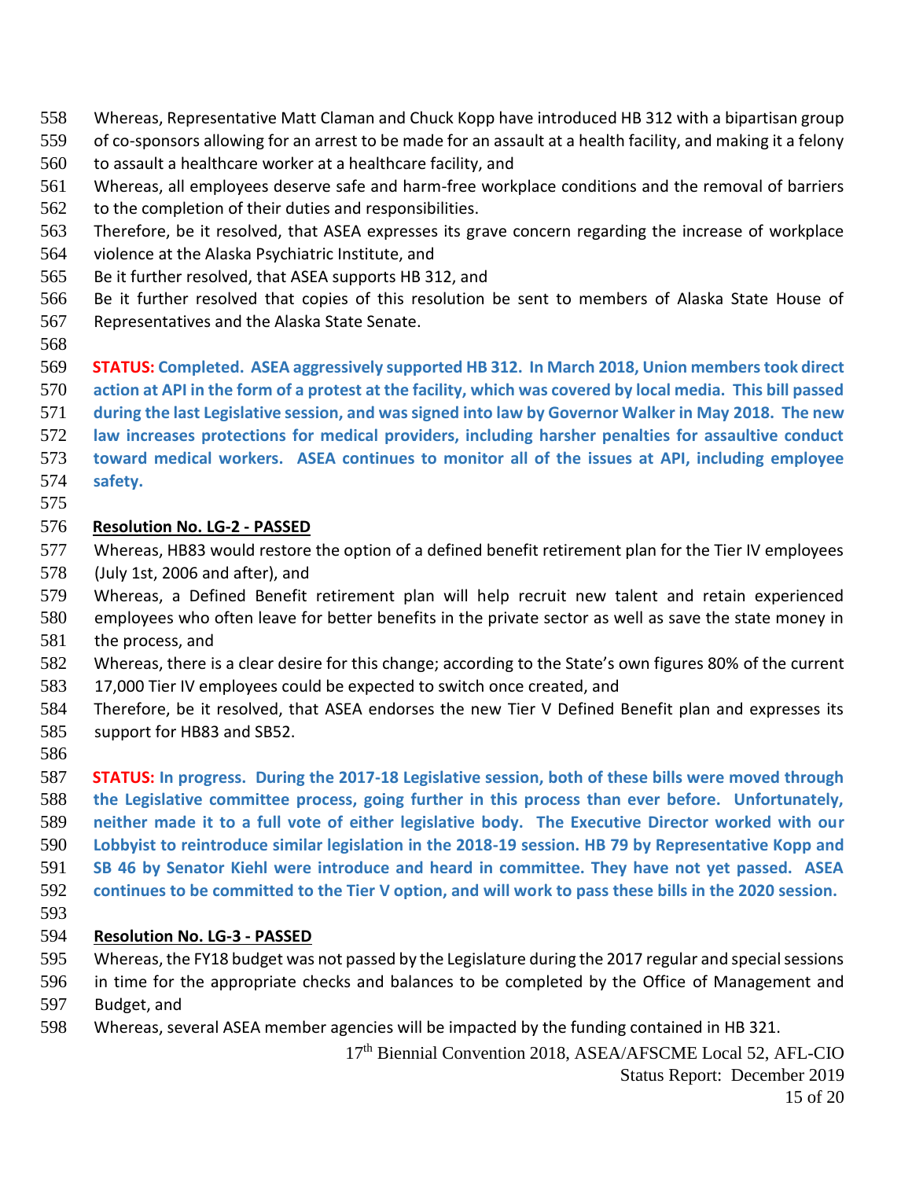Whereas, Representative Matt Claman and Chuck Kopp have introduced HB 312 with a bipartisan group of co-sponsors allowing for an arrest to be made for an assault at a health facility, and making it a felony to assault a healthcare worker at a healthcare facility, and

Whereas, all employees deserve safe and harm-free workplace conditions and the removal of barriers to the completion of their duties and responsibilities.

Therefore, be it resolved, that ASEA expresses its grave concern regarding the increase of workplace violence at the Alaska Psychiatric Institute, and

Be it further resolved, that ASEA supports HB 312, and

Be it further resolved that copies of this resolution be sent to members of Alaska State House of Representatives and the Alaska State Senate.

**STATUS: Completed. ASEA aggressively supported HB 312. In March 2018, Union members took direct action at API in the form of a protest at the facility, which was covered by local media. This bill passed during the last Legislative session, and was signed into law by Governor Walker in May 2018. The new law increases protections for medical providers, including harsher penalties for assaultive conduct toward medical workers. ASEA continues to monitor all of the issues at API, including employee safety.**

**Resolution No. LG-2 - PASSED**

Whereas, HB83 would restore the option of a defined benefit retirement plan for the Tier IV employees (July 1st, 2006 and after), and

Whereas, a Defined Benefit retirement plan will help recruit new talent and retain experienced employees who often leave for better benefits in the private sector as well as save the state money in the process, and

Whereas, there is a clear desire for this change; according to the State's own figures 80% of the current 17,000 Tier IV employees could be expected to switch once created, and

Therefore, be it resolved, that ASEA endorses the new Tier V Defined Benefit plan and expresses its support for HB83 and SB52.

**STATUS: In progress. During the 2017-18 Legislative session, both of these bills were moved through the Legislative committee process, going further in this process than ever before. Unfortunately, neither made it to a full vote of either legislative body. The Executive Director worked with our Lobbyist to reintroduce similar legislation in the 2018-19 session. HB 79 by Representative Kopp and SB 46 by Senator Kiehl were introduce and heard in committee. They have not yet passed. ASEA continues to be committed to the Tier V option, and will work to pass these bills in the 2020 session.**

**Resolution No. LG-3 - PASSED**

Whereas, the FY18 budget was not passed by the Legislature during the 2017 regular and special sessions in time for the appropriate checks and balances to be completed by the Office of Management and Budget, and

Whereas, several ASEA member agencies will be impacted by the funding contained in HB 321.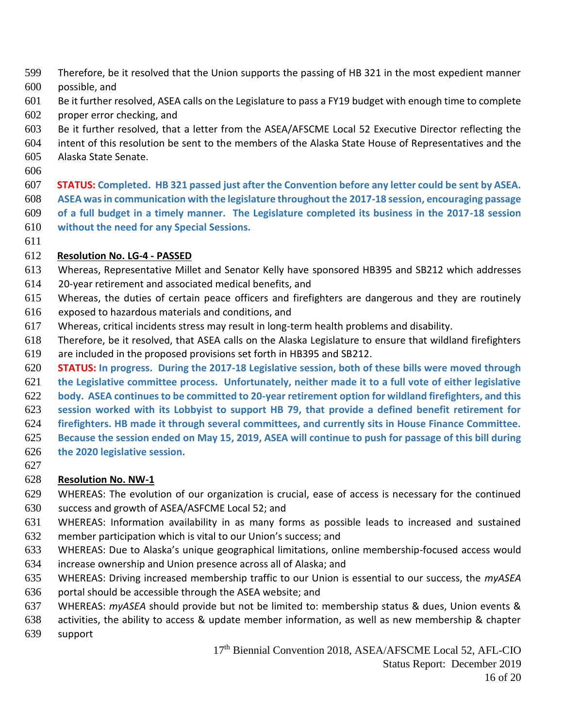Therefore, be it resolved that the Union supports the passing of HB 321 in the most expedient manner possible, and

Be it further resolved, ASEA calls on the Legislature to pass a FY19 budget with enough time to complete proper error checking, and

Be it further resolved, that a letter from the ASEA/AFSCME Local 52 Executive Director reflecting the intent of this resolution be sent to the members of the Alaska State House of Representatives and the Alaska State Senate.

**STATUS: Completed. HB 321 passed just after the Convention before any letter could be sent by ASEA. ASEA was in communication with the legislature throughout the 2017-18 session, encouraging passage of a full budget in a timely manner. The Legislature completed its business in the 2017-18 session without the need for any Special Sessions.**

**Resolution No. LG-4 - PASSED**

Whereas, Representative Millet and Senator Kelly have sponsored HB395 and SB212 which addresses 20-year retirement and associated medical benefits, and

Whereas, the duties of certain peace officers and firefighters are dangerous and they are routinely exposed to hazardous materials and conditions, and

Whereas, critical incidents stress may result in long-term health problems and disability.

Therefore, be it resolved, that ASEA calls on the Alaska Legislature to ensure that wildland firefighters are included in the proposed provisions set forth in HB395 and SB212.

**STATUS: In progress. During the 2017-18 Legislative session, both of these bills were moved through the Legislative committee process. Unfortunately, neither made it to a full vote of either legislative body. ASEA continues to be committed to 20-year retirement option for wildland firefighters, and this session worked with its Lobbyist to support HB 79, that provide a defined benefit retirement for firefighters. HB made it through several committees, and currently sits in House Finance Committee. Because the session ended on May 15, 2019, ASEA will continue to push for passage of this bill during the 2020 legislative session.**

**Resolution No. NW-1**

WHEREAS: The evolution of our organization is crucial, ease of access is necessary for the continued success and growth of ASEA/ASFCME Local 52; and

WHEREAS: Information availability in as many forms as possible leads to increased and sustained member participation which is vital to our Union's success; and

WHEREAS: Due to Alaska's unique geographical limitations, online membership-focused access would increase ownership and Union presence across all of Alaska; and

WHEREAS: Driving increased membership traffic to our Union is essential to our success, the *myASEA* portal should be accessible through the ASEA website; and

WHEREAS: *myASEA* should provide but not be limited to: membership status & dues, Union events & activities, the ability to access & update member information, as well as new membership & chapter support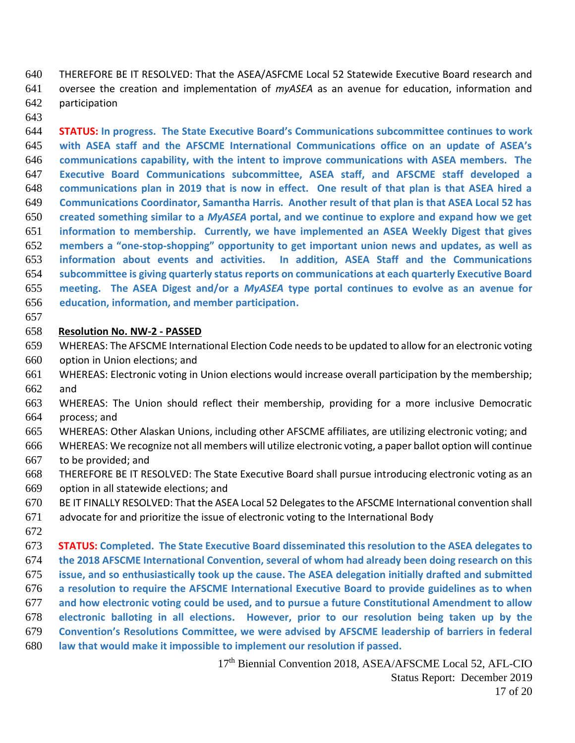THEREFORE BE IT RESOLVED: That the ASEA/ASFCME Local 52 Statewide Executive Board research and oversee the creation and implementation of *myASEA* as an avenue for education, information and participation

**STATUS: In progress. The State Executive Board's Communications subcommittee continues to work with ASEA staff and the AFSCME International Communications office on an update of ASEA's communications capability, with the intent to improve communications with ASEA members. The Executive Board Communications subcommittee, ASEA staff, and AFSCME staff developed a communications plan in 2019 that is now in effect. One result of that plan is that ASEA hired a Communications Coordinator, Samantha Harris. Another result of that plan is that ASEA Local 52 has created something similar to a *MyASEA* portal, and we continue to explore and expand how we get information to membership. Currently, we have implemented an ASEA Weekly Digest that gives members a "one-stop-shopping" opportunity to get important union news and updates, as well as information about events and activities. In addition, ASEA Staff and the Communications subcommittee is giving quarterly status reports on communications at each quarterly Executive Board meeting. The ASEA Digest and/or a *MyASEA* type portal continues to evolve as an avenue for education, information, and member participation.**

**Resolution No. NW-2 - PASSED**

WHEREAS: The AFSCME International Election Code needs to be updated to allow for an electronic voting option in Union elections; and

WHEREAS: Electronic voting in Union elections would increase overall participation by the membership; and

WHEREAS: The Union should reflect their membership, providing for a more inclusive Democratic process; and

WHEREAS: Other Alaskan Unions, including other AFSCME affiliates, are utilizing electronic voting; and

WHEREAS: We recognize not all members will utilize electronic voting, a paper ballot option will continue to be provided; and

THEREFORE BE IT RESOLVED: The State Executive Board shall pursue introducing electronic voting as an option in all statewide elections; and

BE IT FINALLY RESOLVED: That the ASEA Local 52 Delegates to the AFSCME International convention shall advocate for and prioritize the issue of electronic voting to the International Body

**STATUS: Completed. The State Executive Board disseminated this resolution to the ASEA delegates to the 2018 AFSCME International Convention, several of whom had already been doing research on this issue, and so enthusiastically took up the cause. The ASEA delegation initially drafted and submitted a resolution to require the AFSCME International Executive Board to provide guidelines as to when and how electronic voting could be used, and to pursue a future Constitutional Amendment to allow electronic balloting in all elections. However, prior to our resolution being taken up by the Convention's Resolutions Committee, we were advised by AFSCME leadership of barriers in federal law that would make it impossible to implement our resolution if passed.**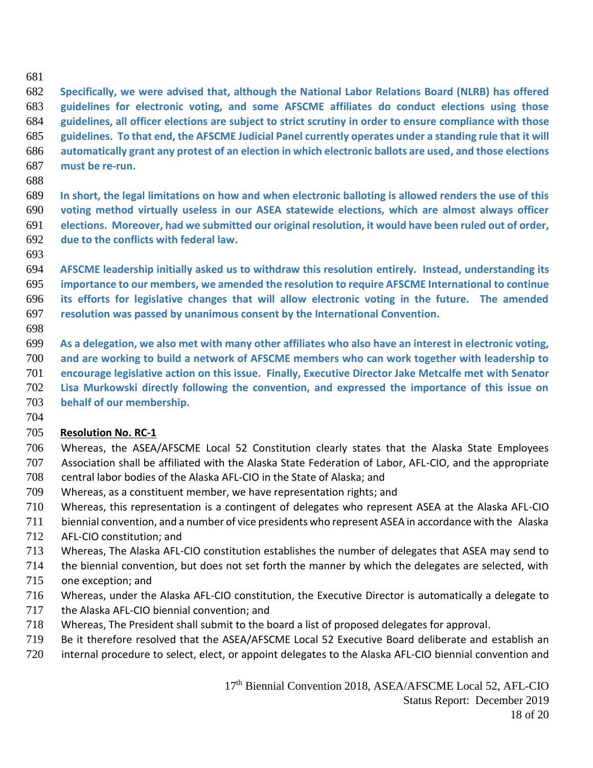**Specifically, we were advised that, although the National Labor Relations Board (NLRB) has offered guidelines for electronic voting, and some AFSCME affiliates do conduct elections using those guidelines, all officer elections are subject to strict scrutiny in order to ensure compliance with those guidelines. To that end, the AFSCME Judicial Panel currently operates under a standing rule that it will automatically grant any protest of an election in which electronic ballots are used, and those elections must be re-run.**

**In short, the legal limitations on how and when electronic balloting is allowed renders the use of this voting method virtually useless in our ASEA statewide elections, which are almost always officer elections. Moreover, had we submitted our original resolution, it would have been ruled out of order, due to the conflicts with federal law.**

**AFSCME leadership initially asked us to withdraw this resolution entirely. Instead, understanding its importance to our members, we amended the resolution to require AFSCME International to continue its efforts for legislative changes that will allow electronic voting in the future. The amended resolution was passed by unanimous consent by the International Convention.**

**As a delegation, we also met with many other affiliates who also have an interest in electronic voting, and are working to build a network of AFSCME members who can work together with leadership to encourage legislative action on this issue. Finally, Executive Director Jake Metcalfe met with Senator Lisa Murkowski directly following the convention, and expressed the importance of this issue on behalf of our membership.**

**Resolution No. RC-1**

Whereas, the ASEA/AFSCME Local 52 Constitution clearly states that the Alaska State Employees Association shall be affiliated with the Alaska State Federation of Labor, AFL-CIO, and the appropriate central labor bodies of the Alaska AFL-CIO in the State of Alaska; and

Whereas, as a constituent member, we have representation rights; and

Whereas, this representation is a contingent of delegates who represent ASEA at the Alaska AFL-CIO biennial convention, and a number of vice presidents who represent ASEA in accordance with the Alaska AFL-CIO constitution; and

Whereas, The Alaska AFL-CIO constitution establishes the number of delegates that ASEA may send to the biennial convention, but does not set forth the manner by which the delegates are selected, with one exception; and

Whereas, under the Alaska AFL-CIO constitution, the Executive Director is automatically a delegate to the Alaska AFL-CIO biennial convention; and

Whereas, The President shall submit to the board a list of proposed delegates for approval.

Be it therefore resolved that the ASEA/AFSCME Local 52 Executive Board deliberate and establish an internal procedure to select, elect, or appoint delegates to the Alaska AFL-CIO biennial convention and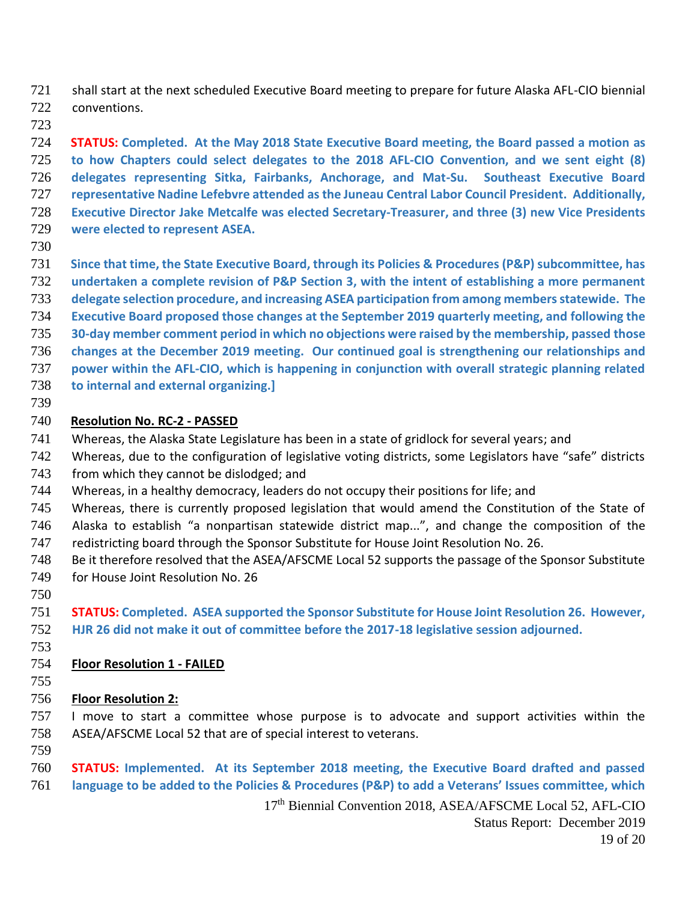shall start at the next scheduled Executive Board meeting to prepare for future Alaska AFL-CIO biennial conventions.

**STATUS: Completed. At the May 2018 State Executive Board meeting, the Board passed a motion as to how Chapters could select delegates to the 2018 AFL-CIO Convention, and we sent eight (8) delegates representing Sitka, Fairbanks, Anchorage, and Mat-Su. Southeast Executive Board representative Nadine Lefebvre attended as the Juneau Central Labor Council President. Additionally, Executive Director Jake Metcalfe was elected Secretary-Treasurer, and three (3) new Vice Presidents were elected to represent ASEA.**

**Since that time, the State Executive Board, through its Policies & Procedures (P&P) subcommittee, has undertaken a complete revision of P&P Section 3, with the intent of establishing a more permanent delegate selection procedure, and increasing ASEA participation from among members statewide. The Executive Board proposed those changes at the September 2019 quarterly meeting, and following the 30-day member comment period in which no objections were raised by the membership, passed those changes at the December 2019 meeting. Our continued goal is strengthening our relationships and power within the AFL-CIO, which is happening in conjunction with overall strategic planning related to internal and external organizing.]**

**Resolution No. RC-2 - PASSED**

Whereas, the Alaska State Legislature has been in a state of gridlock for several years; and
Whereas, due to the configuration of legislative voting districts, some Legislators have "safe" districts from which they cannot be dislodged; and
Whereas, in a healthy democracy, leaders do not occupy their positions for life; and
Whereas, there is currently proposed legislation that would amend the Constitution of the State of Alaska to establish "a nonpartisan statewide district map...", and change the composition of the redistricting board through the Sponsor Substitute for House Joint Resolution No. 26.
Be it therefore resolved that the ASEA/AFSCME Local 52 supports the passage of the Sponsor Substitute for House Joint Resolution No. 26

**STATUS: Completed. ASEA supported the Sponsor Substitute for House Joint Resolution 26. However, HJR 26 did not make it out of committee before the 2017-18 legislative session adjourned.**

**Floor Resolution 1 - FAILED**

**Floor Resolution 2:**

I move to start a committee whose purpose is to advocate and support activities within the ASEA/AFSCME Local 52 that are of special interest to veterans.

**STATUS: Implemented. At its September 2018 meeting, the Executive Board drafted and passed language to be added to the Policies & Procedures (P&P) to add a Veterans' Issues committee, which**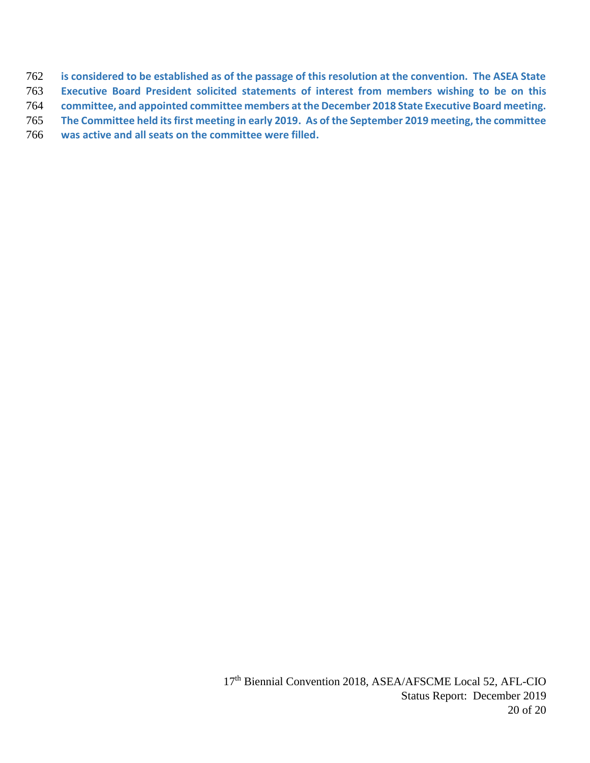**is considered to be established as of the passage of this resolution at the convention. The ASEA State Executive Board President solicited statements of interest from members wishing to be on this committee, and appointed committee members at the December 2018 State Executive Board meeting. The Committee held its first meeting in early 2019. As of the September 2019 meeting, the committee was active and all seats on the committee were filled.**